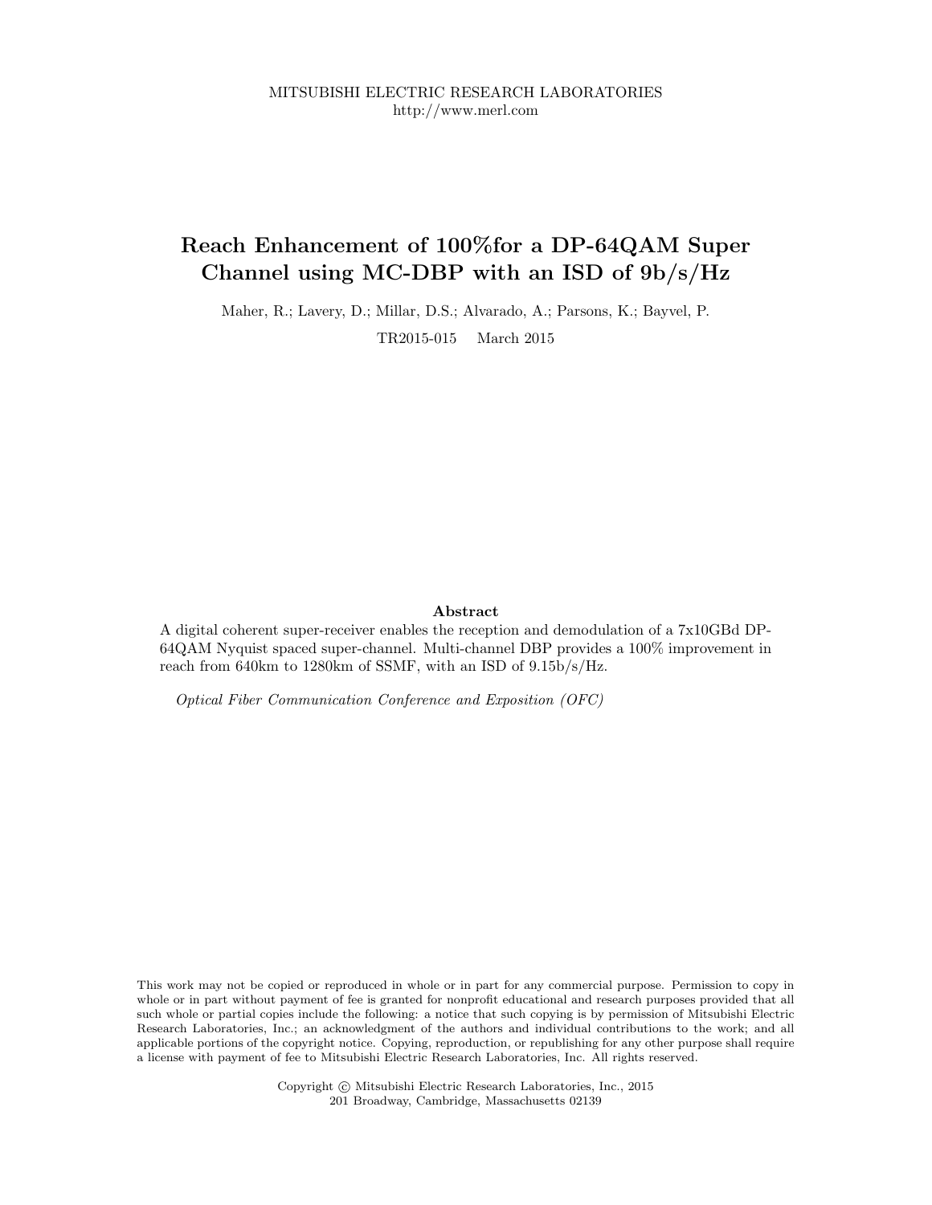MITSUBISHI ELECTRIC RESEARCH LABORATORIES
http://www.merl.com

# Reach Enhancement of 100%for a DP-64QAM Super Channel using MC-DBP with an ISD of 9b/s/Hz

Maher, R.; Lavery, D.; Millar, D.S.; Alvarado, A.; Parsons, K.; Bayvel, P.

TR2015-015 March 2015

### Abstract

A digital coherent super-receiver enables the reception and demodulation of a 7x10GBd DP-64QAM Nyquist spaced super-channel. Multi-channel DBP provides a 100% improvement in reach from 640km to 1280km of SSMF, with an ISD of 9.15b/s/Hz.

*Optical Fiber Communication Conference and Exposition (OFC)*

This work may not be copied or reproduced in whole or in part for any commercial purpose. Permission to copy in whole or in part without payment of fee is granted for nonprofit educational and research purposes provided that all such whole or partial copies include the following: a notice that such copying is by permission of Mitsubishi Electric Research Laboratories, Inc.; an acknowledgment of the authors and individual contributions to the work; and all applicable portions of the copyright notice. Copying, reproduction, or republishing for any other purpose shall require a license with payment of fee to Mitsubishi Electric Research Laboratories, Inc. All rights reserved.

Copyright © Mitsubishi Electric Research Laboratories, Inc., 2015
201 Broadway, Cambridge, Massachusetts 02139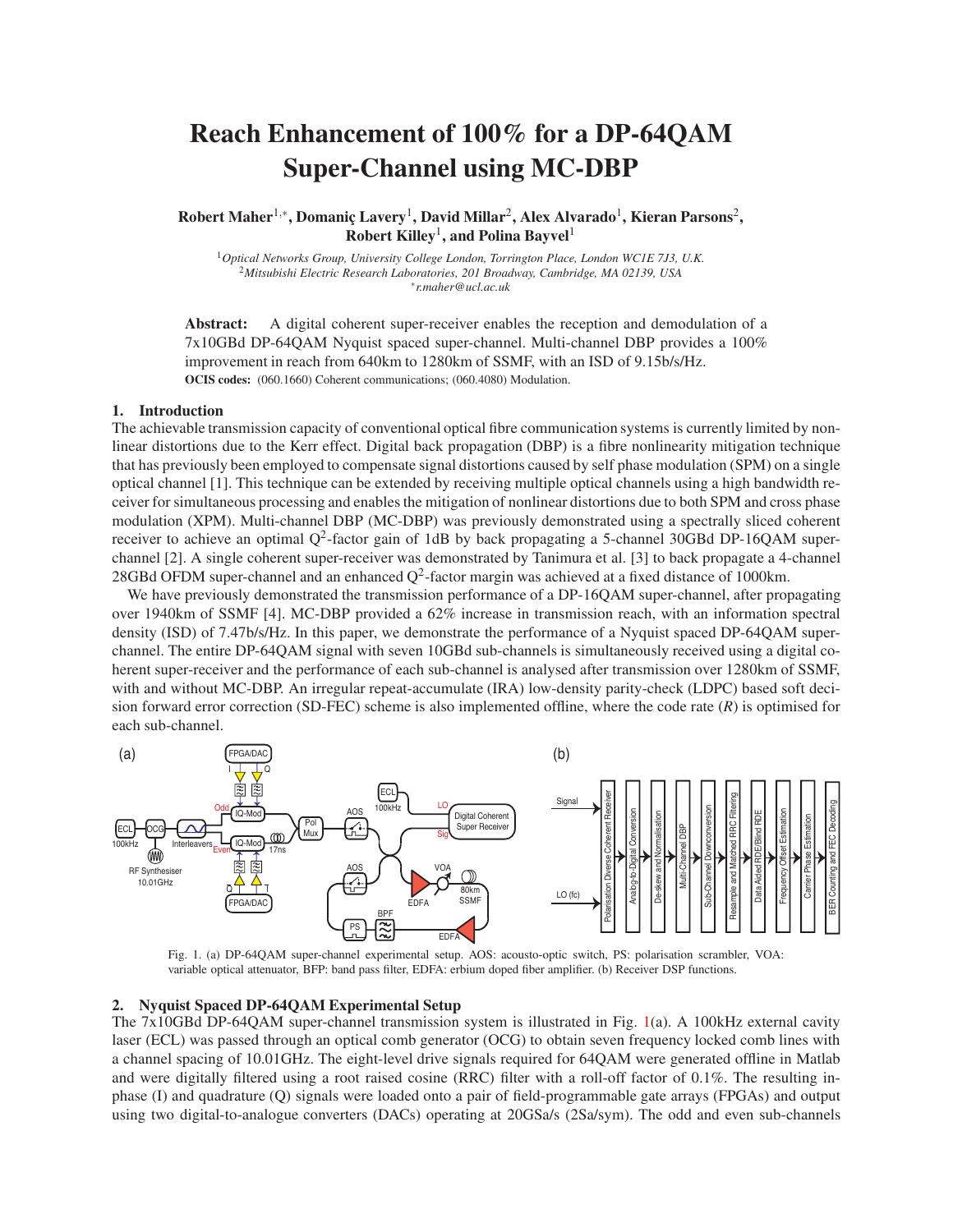# Reach Enhancement of 100% for a DP-64QAM Super-Channel using MC-DBP

**Robert Maher**[1,*], **Domaniç Lavery**[1], **David Millar**[2], **Alex Alvarado**[1], **Kieran Parsons**[2], **Robert Killey**[1], **and Polina Bayvel**[1]

[1] *Optical Networks Group, University College London, Torrington Place, London WC1E 7J3, U.K.*
[2] *Mitsubishi Electric Research Laboratories, 201 Broadway, Cambridge, MA 02139, USA*
[*] *r.maher@ucl.ac.uk*

**Abstract:** A digital coherent super-receiver enables the reception and demodulation of a 7x10GBd DP-64QAM Nyquist spaced super-channel. Multi-channel DBP provides a 100% improvement in reach from 640km to 1280km of SSMF, with an ISD of 9.15b/s/Hz.

**OCIS codes:** (060.1660) Coherent communications; (060.4080) Modulation.

## 1. Introduction

The achievable transmission capacity of conventional optical fibre communication systems is currently limited by nonlinear distortions due to the Kerr effect. Digital back propagation (DBP) is a fibre nonlinearity mitigation technique that has previously been employed to compensate signal distortions caused by self phase modulation (SPM) on a single optical channel [1]. This technique can be extended by receiving multiple optical channels using a high bandwidth receiver for simultaneous processing and enables the mitigation of nonlinear distortions due to both SPM and cross phase modulation (XPM). Multi-channel DBP (MC-DBP) was previously demonstrated using a spectrally sliced coherent receiver to achieve an optimal $Q^2$-factor gain of 1dB by back propagating a 5-channel 30GBd DP-16QAM super-channel [2]. A single coherent super-receiver was demonstrated by Tanimura et al. [3] to back propagate a 4-channel 28GBd OFDM super-channel and an enhanced $Q^2$-factor margin was achieved at a fixed distance of 1000km.

We have previously demonstrated the transmission performance of a DP-16QAM super-channel, after propagating over 1940km of SSMF [4]. MC-DBP provided a 62% increase in transmission reach, with an information spectral density (ISD) of 7.47b/s/Hz. In this paper, we demonstrate the performance of a Nyquist spaced DP-64QAM super-channel. The entire DP-64QAM signal with seven 10GBd sub-channels is simultaneously received using a digital coherent super-receiver and the performance of each sub-channel is analysed after transmission over 1280km of SSMF, with and without MC-DBP. An irregular repeat-accumulate (IRA) low-density parity-check (LDPC) based soft decision forward error correction (SD-FEC) scheme is also implemented offline, where the code rate ($R$) is optimised for each sub-channel.

Fig. 1. (a) DP-64QAM super-channel experimental setup. AOS: acousto-optic switch, PS: polarisation scrambler, VOA: variable optical attenuator, BFP: band pass filter, EDFA: erbium doped fiber amplifier. (b) Receiver DSP functions.

## 2. Nyquist Spaced DP-64QAM Experimental Setup

The 7x10GBd DP-64QAM super-channel transmission system is illustrated in Fig. 1(a). A 100kHz external cavity laser (ECL) was passed through an optical comb generator (OCG) to obtain seven frequency locked comb lines with a channel spacing of 10.01GHz. The eight-level drive signals required for 64QAM were generated offline in Matlab and were digitally filtered using a root raised cosine (RRC) filter with a roll-off factor of 0.1%. The resulting in-phase (I) and quadrature (Q) signals were loaded onto a pair of field-programmable gate arrays (FPGAs) and output using two digital-to-analogue converters (DACs) operating at 20GSa/s (2Sa/sym). The odd and even sub-channels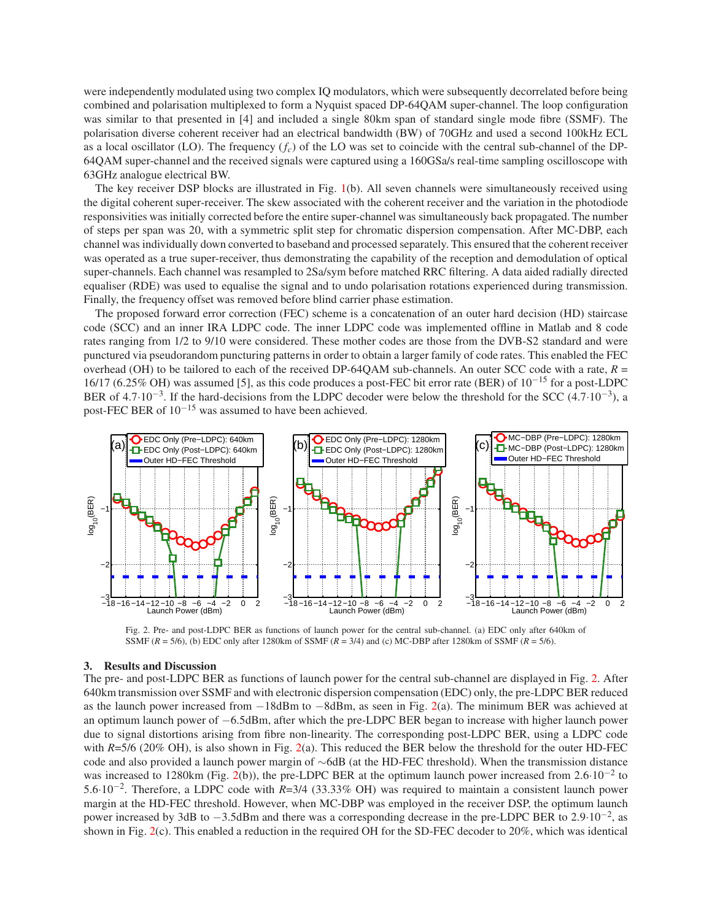were independently modulated using two complex IQ modulators, which were subsequently decorrelated before being combined and polarisation multiplexed to form a Nyquist spaced DP-64QAM super-channel. The loop configuration was similar to that presented in [4] and included a single 80km span of standard single mode fibre (SSMF). The polarisation diverse coherent receiver had an electrical bandwidth (BW) of 70GHz and used a second 100kHz ECL as a local oscillator (LO). The frequency ($f_c$) of the LO was set to coincide with the central sub-channel of the DP-64QAM super-channel and the received signals were captured using a 160GSa/s real-time sampling oscilloscope with 63GHz analogue electrical BW.

The key receiver DSP blocks are illustrated in Fig. 1(b). All seven channels were simultaneously received using the digital coherent super-receiver. The skew associated with the coherent receiver and the variation in the photodiode responsivities was initially corrected before the entire super-channel was simultaneously back propagated. The number of steps per span was 20, with a symmetric split step for chromatic dispersion compensation. After MC-DBP, each channel was individually down converted to baseband and processed separately. This ensured that the coherent receiver was operated as a true super-receiver, thus demonstrating the capability of the reception and demodulation of optical super-channels. Each channel was resampled to 2Sa/sym before matched RRC filtering. A data aided radially directed equaliser (RDE) was used to equalise the signal and to undo polarisation rotations experienced during transmission. Finally, the frequency offset was removed before blind carrier phase estimation.

The proposed forward error correction (FEC) scheme is a concatenation of an outer hard decision (HD) staircase code (SCC) and an inner IRA LDPC code. The inner LDPC code was implemented offline in Matlab and 8 code rates ranging from 1/2 to 9/10 were considered. These mother codes are those from the DVB-S2 standard and were punctured via pseudorandom puncturing patterns in order to obtain a larger family of code rates. This enabled the FEC overhead (OH) to be tailored to each of the received DP-64QAM sub-channels. An outer SCC code with a rate, $R$ = 16/17 (6.25% OH) was assumed [5], as this code produces a post-FEC bit error rate (BER) of $10^{-15}$ for a post-LDPC BER of $4.7\cdot10^{-3}$. If the hard-decisions from the LDPC decoder were below the threshold for the SCC ($4.7\cdot10^{-3}$), a post-FEC BER of $10^{-15}$ was assumed to have been achieved.

Fig. 2. Pre- and post-LDPC BER as functions of launch power for the central sub-channel. (a) EDC only after 640km of SSMF ($R$ = 5/6), (b) EDC only after 1280km of SSMF ($R$ = 3/4) and (c) MC-DBP after 1280km of SSMF ($R$ = 5/6).

## 3. Results and Discussion

The pre- and post-LDPC BER as functions of launch power for the central sub-channel are displayed in Fig. 2. After 640km transmission over SSMF and with electronic dispersion compensation (EDC) only, the pre-LDPC BER reduced as the launch power increased from −18dBm to −8dBm, as seen in Fig. 2(a). The minimum BER was achieved at an optimum launch power of −6.5dBm, after which the pre-LDPC BER began to increase with higher launch power due to signal distortions arising from fibre non-linearity. The corresponding post-LDPC BER, using a LDPC code with $R$=5/6 (20% OH), is also shown in Fig. 2(a). This reduced the BER below the threshold for the outer HD-FEC code and also provided a launch power margin of ∼6dB (at the HD-FEC threshold). When the transmission distance was increased to 1280km (Fig. 2(b)), the pre-LDPC BER at the optimum launch power increased from $2.6\cdot10^{-2}$ to $5.6\cdot10^{-2}$. Therefore, a LDPC code with $R$=3/4 (33.33% OH) was required to maintain a consistent launch power margin at the HD-FEC threshold. However, when MC-DBP was employed in the receiver DSP, the optimum launch power increased by 3dB to −3.5dBm and there was a corresponding decrease in the pre-LDPC BER to $2.9\cdot10^{-2}$, as shown in Fig. 2(c). This enabled a reduction in the required OH for the SD-FEC decoder to 20%, which was identical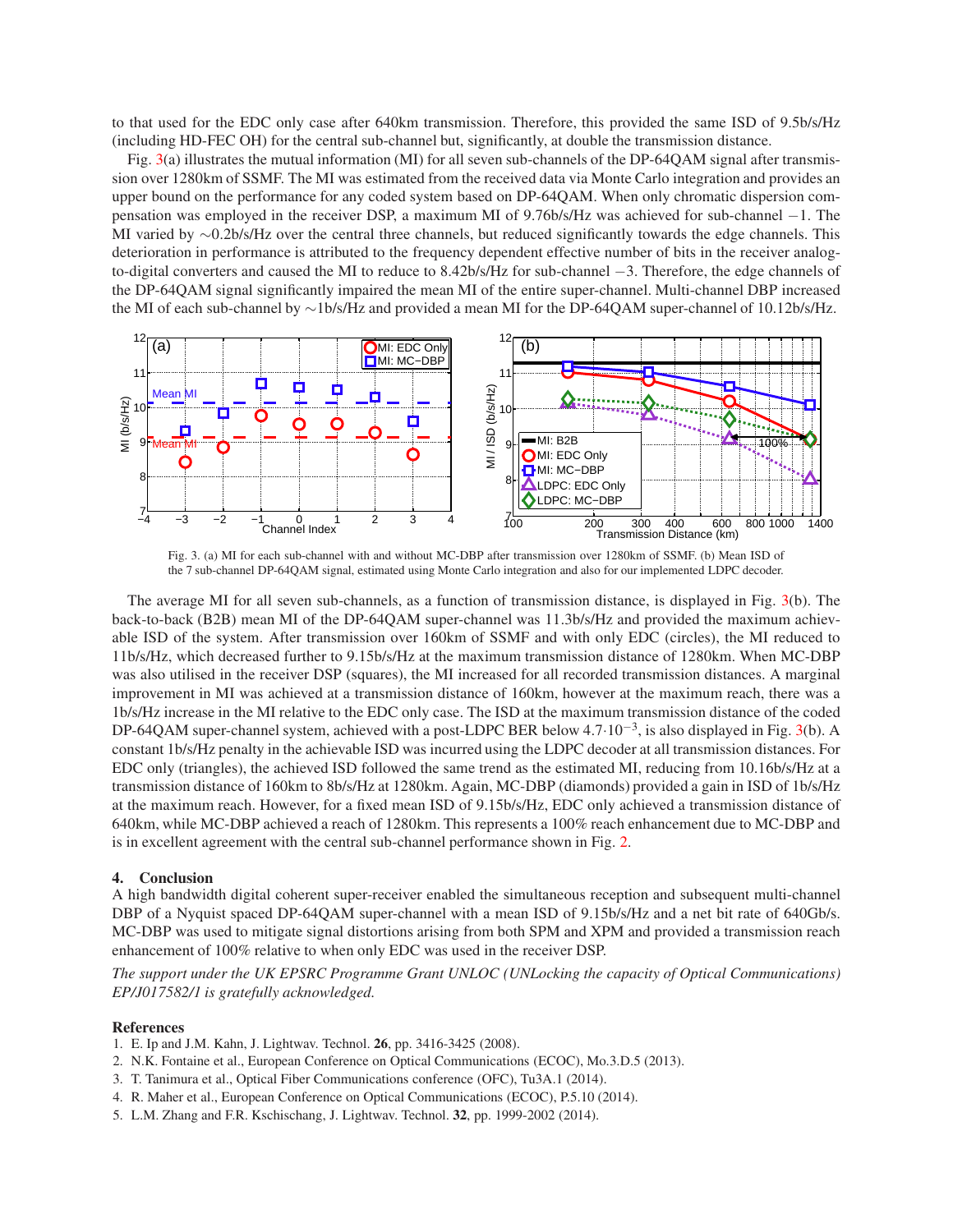to that used for the EDC only case after 640km transmission. Therefore, this provided the same ISD of 9.5b/s/Hz (including HD-FEC OH) for the central sub-channel but, significantly, at double the transmission distance.

Fig. 3(a) illustrates the mutual information (MI) for all seven sub-channels of the DP-64QAM signal after transmission over 1280km of SSMF. The MI was estimated from the received data via Monte Carlo integration and provides an upper bound on the performance for any coded system based on DP-64QAM. When only chromatic dispersion compensation was employed in the receiver DSP, a maximum MI of 9.76b/s/Hz was achieved for sub-channel −1. The MI varied by ∼0.2b/s/Hz over the central three channels, but reduced significantly towards the edge channels. This deterioration in performance is attributed to the frequency dependent effective number of bits in the receiver analog-to-digital converters and caused the MI to reduce to 8.42b/s/Hz for sub-channel −3. Therefore, the edge channels of the DP-64QAM signal significantly impaired the mean MI of the entire super-channel. Multi-channel DBP increased the MI of each sub-channel by ∼1b/s/Hz and provided a mean MI for the DP-64QAM super-channel of 10.12b/s/Hz.

(a)
MI: EDC Only
MI: MC−DBP
Mean MI
Mean MI
MI (b/s/Hz)
Channel Index
−4 −3 −2 −1 0 1 2 3 4
7 8 9 10 11 12

(b)
MI: B2B
MI: EDC Only
MI: MC−DBP
LDPC: EDC Only
LDPC: MC−DBP
100%
MI / ISD (b/s/Hz)
Transmission Distance (km)
100 200 300 400 600 800 1000 1400
7 8 9 10 11 12

Fig. 3. (a) MI for each sub-channel with and without MC-DBP after transmission over 1280km of SSMF. (b) Mean ISD of the 7 sub-channel DP-64QAM signal, estimated using Monte Carlo integration and also for our implemented LDPC decoder.

The average MI for all seven sub-channels, as a function of transmission distance, is displayed in Fig. 3(b). The back-to-back (B2B) mean MI of the DP-64QAM super-channel was 11.3b/s/Hz and provided the maximum achievable ISD of the system. After transmission over 160km of SSMF and with only EDC (circles), the MI reduced to 11b/s/Hz, which decreased further to 9.15b/s/Hz at the maximum transmission distance of 1280km. When MC-DBP was also utilised in the receiver DSP (squares), the MI increased for all recorded transmission distances. A marginal improvement in MI was achieved at a transmission distance of 160km, however at the maximum reach, there was a 1b/s/Hz increase in the MI relative to the EDC only case. The ISD at the maximum transmission distance of the coded DP-64QAM super-channel system, achieved with a post-LDPC BER below $4.7{\cdot}10^{-3}$, is also displayed in Fig. 3(b). A constant 1b/s/Hz penalty in the achievable ISD was incurred using the LDPC decoder at all transmission distances. For EDC only (triangles), the achieved ISD followed the same trend as the estimated MI, reducing from 10.16b/s/Hz at a transmission distance of 160km to 8b/s/Hz at 1280km. Again, MC-DBP (diamonds) provided a gain in ISD of 1b/s/Hz at the maximum reach. However, for a fixed mean ISD of 9.15b/s/Hz, EDC only achieved a transmission distance of 640km, while MC-DBP achieved a reach of 1280km. This represents a 100% reach enhancement due to MC-DBP and is in excellent agreement with the central sub-channel performance shown in Fig. 2.

## 4. Conclusion

A high bandwidth digital coherent super-receiver enabled the simultaneous reception and subsequent multi-channel DBP of a Nyquist spaced DP-64QAM super-channel with a mean ISD of 9.15b/s/Hz and a net bit rate of 640Gb/s. MC-DBP was used to mitigate signal distortions arising from both SPM and XPM and provided a transmission reach enhancement of 100% relative to when only EDC was used in the receiver DSP.

*The support under the UK EPSRC Programme Grant UNLOC (UNLocking the capacity of Optical Communications) EP/J017582/1 is gratefully acknowledged.*

## References

1. E. Ip and J.M. Kahn, J. Lightwav. Technol. **26**, pp. 3416-3425 (2008).
2. N.K. Fontaine et al., European Conference on Optical Communications (ECOC), Mo.3.D.5 (2013).
3. T. Tanimura et al., Optical Fiber Communications conference (OFC), Tu3A.1 (2014).
4. R. Maher et al., European Conference on Optical Communications (ECOC), P.5.10 (2014).
5. L.M. Zhang and F.R. Kschischang, J. Lightwav. Technol. **32**, pp. 1999-2002 (2014).